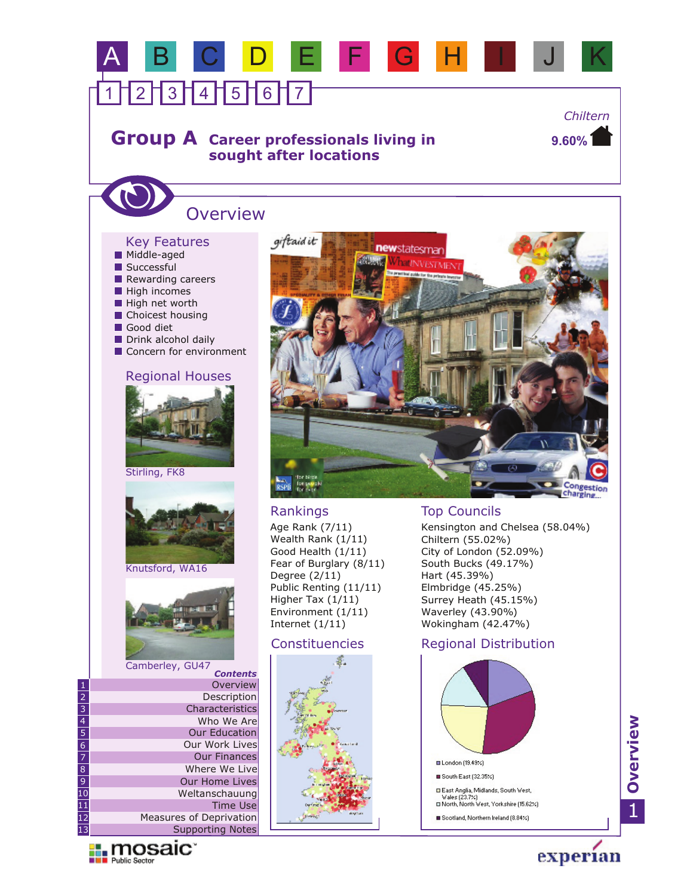A B C D E F G H I J K

1 2 3 4 5 6 7

# Group A Career professionals living in sought after locations

Chiltern

9.60%

## Overview

### Key Features

- Middle-aged
- Successful
- Rewarding careers
- High incomes
- High net worth
- Choicest housing
- Good diet
- Drink alcohol daily
- Concern for environment

### Regional Houses

Stirling, FK8

Knutsford, WA16

Camberley, GU47

### Rankings

Age Rank (7/11)
Wealth Rank (1/11)
Good Health (1/11)
Fear of Burglary (8/11)
Degree (2/11)
Public Renting (11/11)
Higher Tax (1/11)
Environment (1/11)
Internet (1/11)

### Top Councils

Kensington and Chelsea (58.04%)
Chiltern (55.02%)
City of London (52.09%)
South Bucks (49.17%)
Hart (45.39%)
Elmbridge (45.25%)
Surrey Heath (45.15%)
Waverley (43.90%)
Wokingham (42.47%)

### Constituencies

### Regional Distribution

- London (19.49%)
- South East (32.35%)
- East Anglia, Midlands, South West, Wales (23.7%)
- North, North West, Yorkshire (15.62%)
- Scotland, Northern Ireland (8.84%)

*Contents*

1. Overview
2. Description
3. Characteristics
4. Who We Are
5. Our Education
6. Our Work Lives
7. Our Finances
8. Where We Live
9. Our Home Lives
10. Weltanschauung
11. Time Use
12. Measures of Deprivation
13. Supporting Notes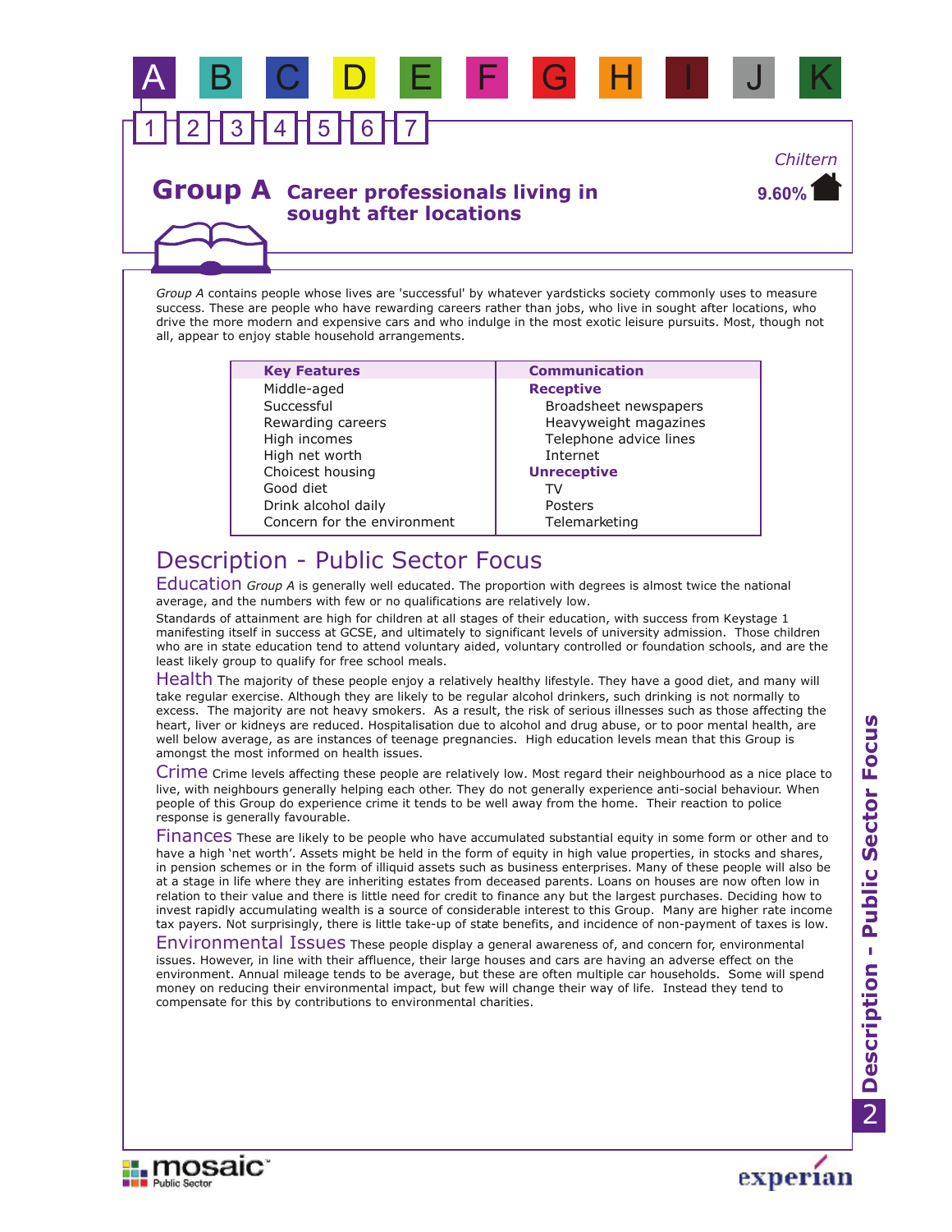# Group A Career professionals living in sought after locations

Chiltern

**9.60%**

*Group A* contains people whose lives are 'successful' by whatever yardsticks society commonly uses to measure success. These are people who have rewarding careers rather than jobs, who live in sought after locations, who drive the more modern and expensive cars and who indulge in the most exotic leisure pursuits. Most, though not all, appear to enjoy stable household arrangements.

| Key Features | Communication |
|---|---|
| Middle-aged | **Receptive** |
| Successful | Broadsheet newspapers |
| Rewarding careers | Heavyweight magazines |
| High incomes | Telephone advice lines |
| High net worth | Internet |
| Choicest housing | **Unreceptive** |
| Good diet | TV |
| Drink alcohol daily | Posters |
| Concern for the environment | Telemarketing |

## Description - Public Sector Focus

### Education

*Group A* is generally well educated. The proportion with degrees is almost twice the national average, and the numbers with few or no qualifications are relatively low.

Standards of attainment are high for children at all stages of their education, with success from Keystage 1 manifesting itself in success at GCSE, and ultimately to significant levels of university admission. Those children who are in state education tend to attend voluntary aided, voluntary controlled or foundation schools, and are the least likely group to qualify for free school meals.

### Health

The majority of these people enjoy a relatively healthy lifestyle. They have a good diet, and many will take regular exercise. Although they are likely to be regular alcohol drinkers, such drinking is not normally to excess. The majority are not heavy smokers. As a result, the risk of serious illnesses such as those affecting the heart, liver or kidneys are reduced. Hospitalisation due to alcohol and drug abuse, or to poor mental health, are well below average, as are instances of teenage pregnancies. High education levels mean that this Group is amongst the most informed on health issues.

### Crime

Crime levels affecting these people are relatively low. Most regard their neighbourhood as a nice place to live, with neighbours generally helping each other. They do not generally experience anti-social behaviour. When people of this Group do experience crime it tends to be well away from the home. Their reaction to police response is generally favourable.

### Finances

These are likely to be people who have accumulated substantial equity in some form or other and to have a high 'net worth'. Assets might be held in the form of equity in high value properties, in stocks and shares, in pension schemes or in the form of illiquid assets such as business enterprises. Many of these people will also be at a stage in life where they are inheriting estates from deceased parents. Loans on houses are now often low in relation to their value and there is little need for credit to finance any but the largest purchases. Deciding how to invest rapidly accumulating wealth is a source of considerable interest to this Group. Many are higher rate income tax payers. Not surprisingly, there is little take-up of state benefits, and incidence of non-payment of taxes is low.

### Environmental Issues

These people display a general awareness of, and concern for, environmental issues. However, in line with their affluence, their large houses and cars are having an adverse effect on the environment. Annual mileage tends to be average, but these are often multiple car households. Some will spend money on reducing their environmental impact, but few will change their way of life. Instead they tend to compensate for this by contributions to environmental charities.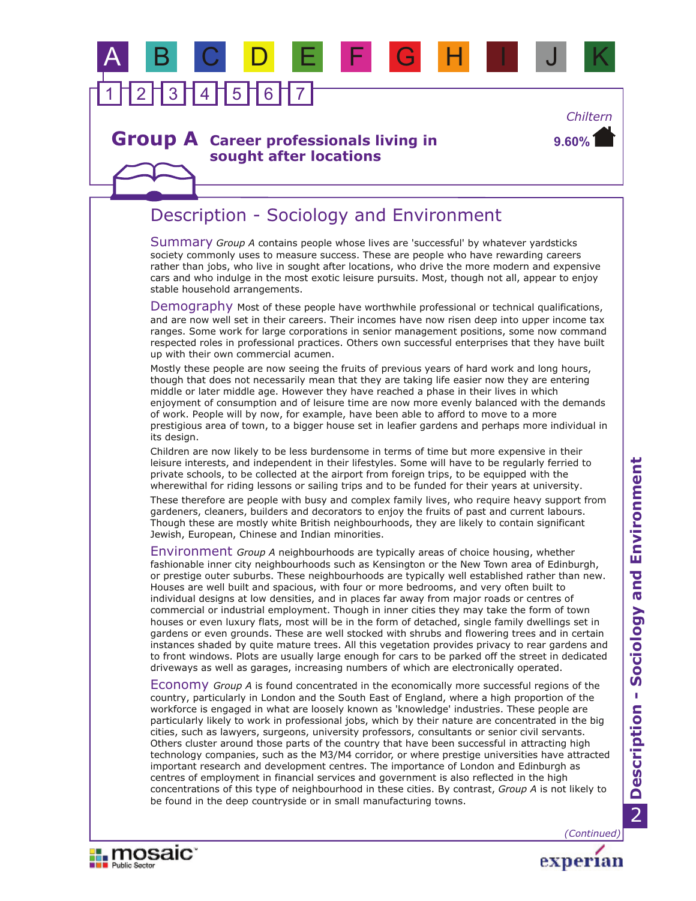Chiltern

**9.60%**

## Group A Career professionals living in sought after locations

# Description - Sociology and Environment

**Summary** *Group A* contains people whose lives are 'successful' by whatever yardsticks society commonly uses to measure success. These are people who have rewarding careers rather than jobs, who live in sought after locations, who drive the more modern and expensive cars and who indulge in the most exotic leisure pursuits. Most, though not all, appear to enjoy stable household arrangements.

**Demography** Most of these people have worthwhile professional or technical qualifications, and are now well set in their careers. Their incomes have now risen deep into upper income tax ranges. Some work for large corporations in senior management positions, some now command respected roles in professional practices. Others own successful enterprises that they have built up with their own commercial acumen.

Mostly these people are now seeing the fruits of previous years of hard work and long hours, though that does not necessarily mean that they are taking life easier now they are entering middle or later middle age. However they have reached a phase in their lives in which enjoyment of consumption and of leisure time are now more evenly balanced with the demands of work. People will by now, for example, have been able to afford to move to a more prestigious area of town, to a bigger house set in leafier gardens and perhaps more individual in its design.

Children are now likely to be less burdensome in terms of time but more expensive in their leisure interests, and independent in their lifestyles. Some will have to be regularly ferried to private schools, to be collected at the airport from foreign trips, to be equipped with the wherewithal for riding lessons or sailing trips and to be funded for their years at university.

These therefore are people with busy and complex family lives, who require heavy support from gardeners, cleaners, builders and decorators to enjoy the fruits of past and current labours. Though these are mostly white British neighbourhoods, they are likely to contain significant Jewish, European, Chinese and Indian minorities.

**Environment** *Group A* neighbourhoods are typically areas of choice housing, whether fashionable inner city neighbourhoods such as Kensington or the New Town area of Edinburgh, or prestige outer suburbs. These neighbourhoods are typically well established rather than new. Houses are well built and spacious, with four or more bedrooms, and very often built to individual designs at low densities, and in places far away from major roads or centres of commercial or industrial employment. Though in inner cities they may take the form of town houses or even luxury flats, most will be in the form of detached, single family dwellings set in gardens or even grounds. These are well stocked with shrubs and flowering trees and in certain instances shaded by quite mature trees. All this vegetation provides privacy to rear gardens and to front windows. Plots are usually large enough for cars to be parked off the street in dedicated driveways as well as garages, increasing numbers of which are electronically operated.

**Economy** *Group A* is found concentrated in the economically more successful regions of the country, particularly in London and the South East of England, where a high proportion of the workforce is engaged in what are loosely known as 'knowledge' industries. These people are particularly likely to work in professional jobs, which by their nature are concentrated in the big cities, such as lawyers, surgeons, university professors, consultants or senior civil servants. Others cluster around those parts of the country that have been successful in attracting high technology companies, such as the M3/M4 corridor, or where prestige universities have attracted important research and development centres. The importance of London and Edinburgh as centres of employment in financial services and government is also reflected in the high concentrations of this type of neighbourhood in these cities. By contrast, *Group A* is not likely to be found in the deep countryside or in small manufacturing towns.

*(Continued)*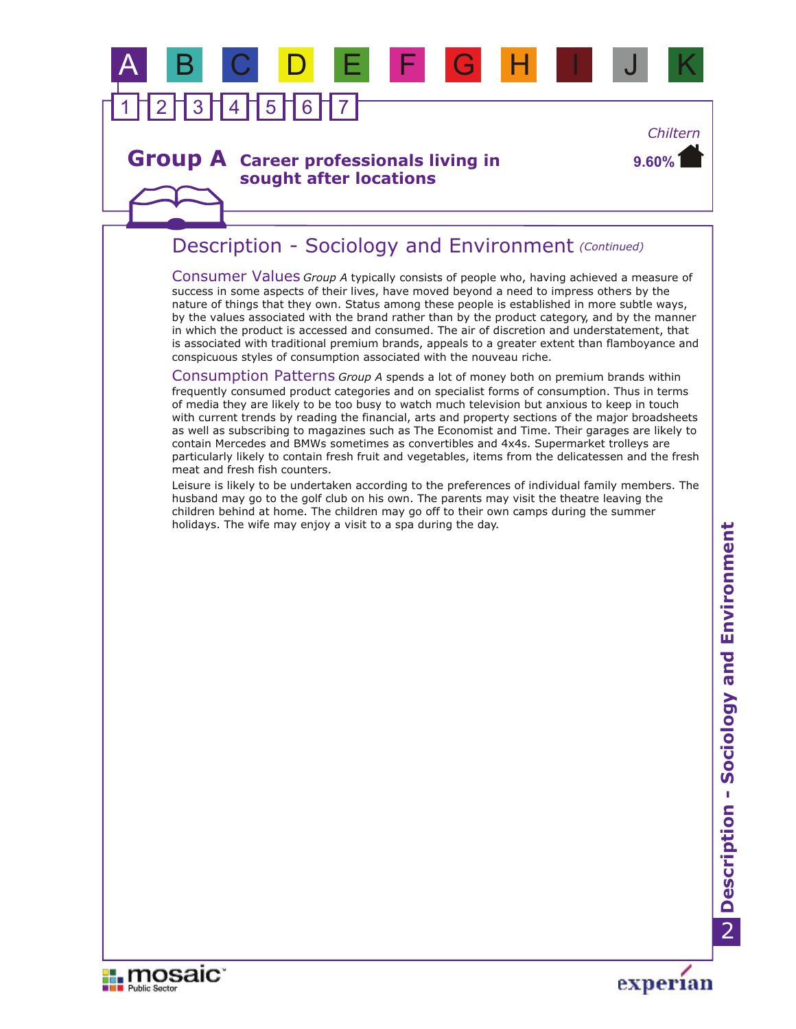Chiltern

9.60%

# Group A Career professionals living in sought after locations

## Description - Sociology and Environment *(Continued)*

**Consumer Values** *Group A* typically consists of people who, having achieved a measure of success in some aspects of their lives, have moved beyond a need to impress others by the nature of things that they own. Status among these people is established in more subtle ways, by the values associated with the brand rather than by the product category, and by the manner in which the product is accessed and consumed. The air of discretion and understatement, that is associated with traditional premium brands, appeals to a greater extent than flamboyance and conspicuous styles of consumption associated with the nouveau riche.

**Consumption Patterns** *Group A* spends a lot of money both on premium brands within frequently consumed product categories and on specialist forms of consumption. Thus in terms of media they are likely to be too busy to watch much television but anxious to keep in touch with current trends by reading the financial, arts and property sections of the major broadsheets as well as subscribing to magazines such as The Economist and Time. Their garages are likely to contain Mercedes and BMWs sometimes as convertibles and 4x4s. Supermarket trolleys are particularly likely to contain fresh fruit and vegetables, items from the delicatessen and the fresh meat and fresh fish counters.

Leisure is likely to be undertaken according to the preferences of individual family members. The husband may go to the golf club on his own. The parents may visit the theatre leaving the children behind at home. The children may go off to their own camps during the summer holidays. The wife may enjoy a visit to a spa during the day.